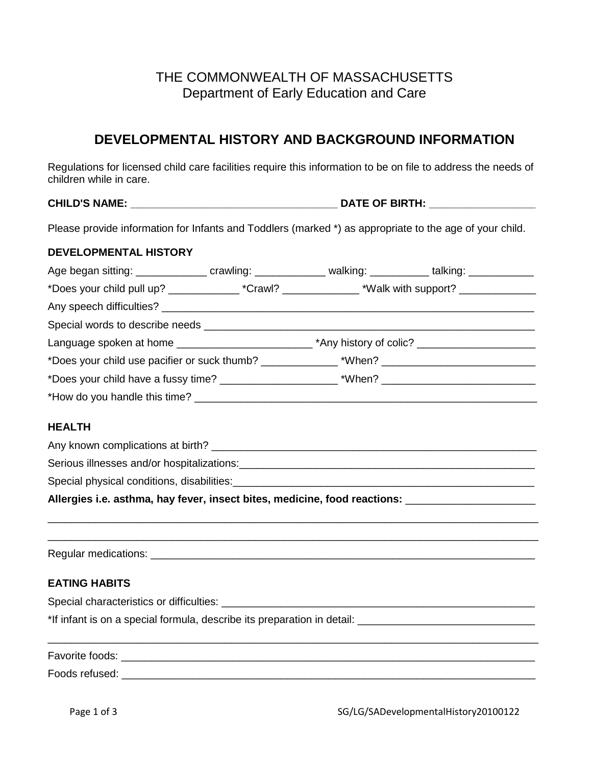THE COMMONWEALTH OF MASSACHUSETTS
Department of Early Education and Care

## DEVELOPMENTAL HISTORY AND BACKGROUND INFORMATION

Regulations for licensed child care facilities require this information to be on file to address the needs of children while in care.

**CHILD'S NAME: ___________________________________ DATE OF BIRTH: _________________**

Please provide information for Infants and Toddlers (marked *) as appropriate to the age of your child.

### DEVELOPMENTAL HISTORY

Age began sitting: ____________ crawling: ____________ walking: __________ talking: ___________

*Does your child pull up? ____________ *Crawl? _____________ *Walk with support? _____________

Any speech difficulties? ________________________________________________________________

Special words to describe needs __________________________________________________________

Language spoken at home _______________________ *Any history of colic? ____________________

*Does your child use pacifier or suck thumb? _____________ *When? __________________________

*Does your child have a fussy time? ___________________ *When? __________________________

*How do you handle this time? ___________________________________________________________

### HEALTH

Any known complications at birth? ________________________________________________________

Serious illnesses and/or hospitalizations:___________________________________________________

Special physical conditions, disabilities:____________________________________________________

**Allergies i.e. asthma, hay fever, insect bites, medicine, food reactions:** _____________________

_____________________________________________________________________________________

_____________________________________________________________________________________

Regular medications: ___________________________________________________________________

### EATING HABITS

Special characteristics or difficulties: _____________________________________________________

*If infant is on a special formula, describe its preparation in detail: ______________________________

_____________________________________________________________________________________

Favorite foods: _______________________________________________________________________

Foods refused: _______________________________________________________________________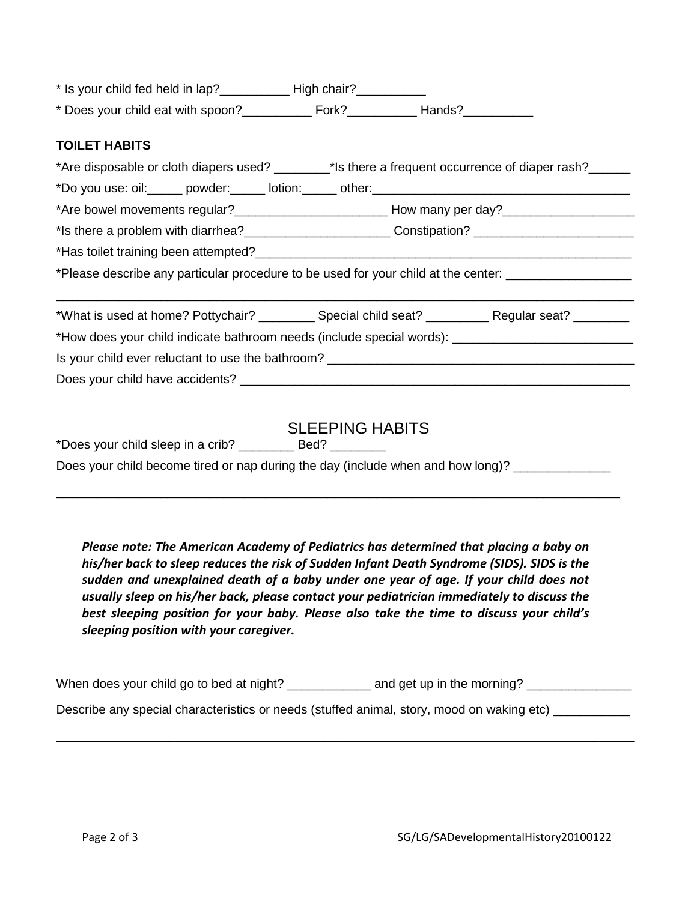* Is your child fed held in lap?__________ High chair?__________

* Does your child eat with spoon?__________ Fork?__________ Hands?__________

**TOILET HABITS**

*Are disposable or cloth diapers used? ________*Is there a frequent occurrence of diaper rash?______

*Do you use: oil:_____ powder:_____ lotion:_____ other:_____________________________________

*Are bowel movements regular?______________________ How many per day?___________________

*Is there a problem with diarrhea?_____________________ Constipation? _______________________

*Has toilet training been attempted?_____________________________________________________

*Please describe any particular procedure to be used for your child at the center: __________________

_____________________________________________________________________________________

*What is used at home? Pottychair? ________ Special child seat? _________ Regular seat? ________

*How does your child indicate bathroom needs (include special words): _________________________

Is your child ever reluctant to use the bathroom? ____________________________________________

Does your child have accidents? _________________________________________________________

## SLEEPING HABITS

*Does your child sleep in a crib? ________ Bed? ________

Does your child become tired or nap during the day (include when and how long)? ______________

_____________________________________________________________________________________

***Please note: The American Academy of Pediatrics has determined that placing a baby on his/her back to sleep reduces the risk of Sudden Infant Death Syndrome (SIDS). SIDS is the sudden and unexplained death of a baby under one year of age. If your child does not usually sleep on his/her back, please contact your pediatrician immediately to discuss the best sleeping position for your baby. Please also take the time to discuss your child's sleeping position with your caregiver.***

When does your child go to bed at night? ____________ and get up in the morning? _______________

Describe any special characteristics or needs (stuffed animal, story, mood on waking etc) ___________

_____________________________________________________________________________________

SG/LG/SADevelopmentalHistory20100122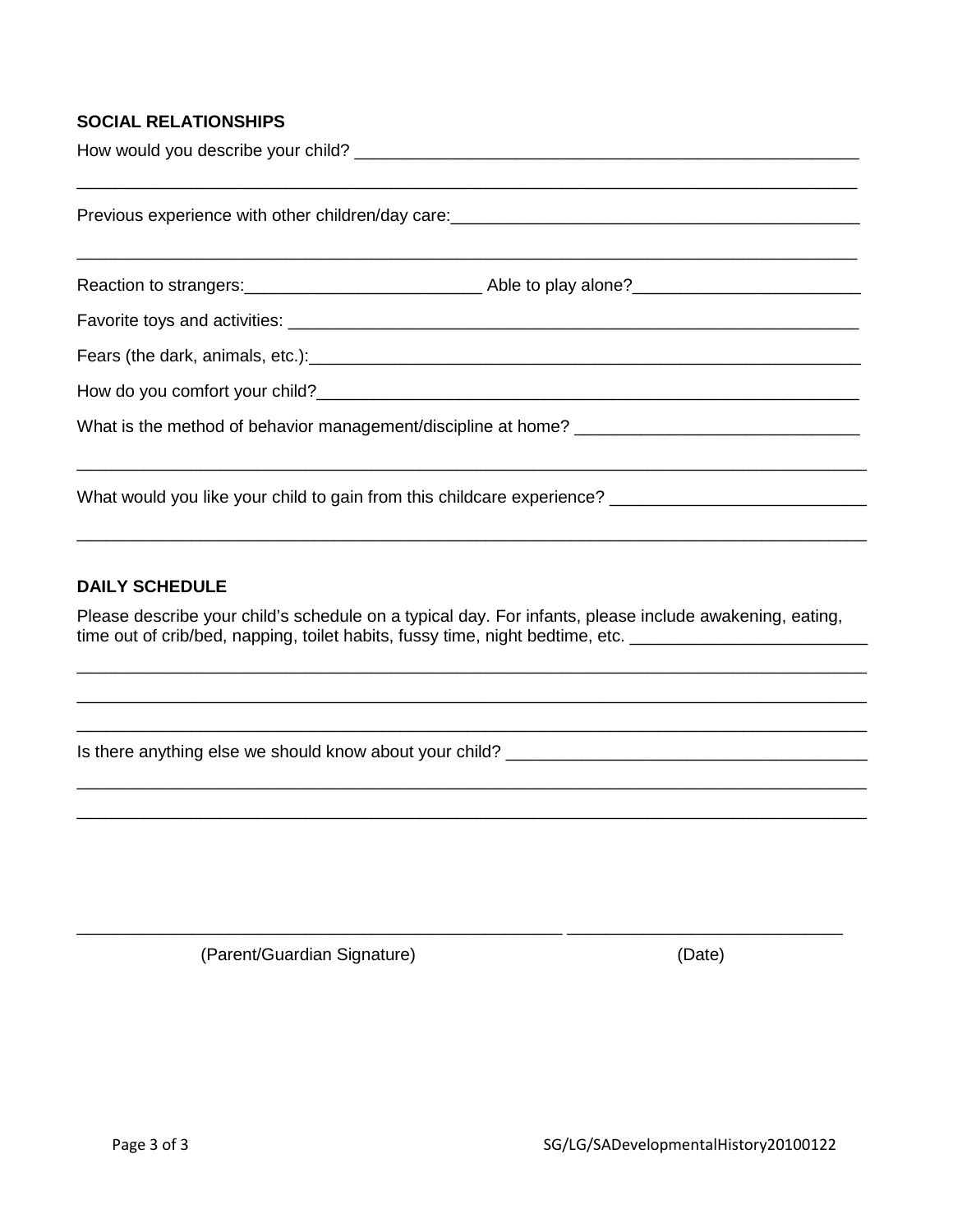**SOCIAL RELATIONSHIPS**

How would you describe your child? ___________________________________________________

_______________________________________________________________________________

Previous experience with other children/day care:___________________________________________

_______________________________________________________________________________

Reaction to strangers:_________________________ Able to play alone?________________________

Favorite toys and activities: _____________________________________________________________

Fears (the dark, animals, etc.):___________________________________________________________

How do you comfort your child?__________________________________________________________

What is the method of behavior management/discipline at home? ______________________________

_______________________________________________________________________________

What would you like your child to gain from this childcare experience? __________________________

_______________________________________________________________________________

**DAILY SCHEDULE**

Please describe your child's schedule on a typical day. For infants, please include awakening, eating, time out of crib/bed, napping, toilet habits, fussy time, night bedtime, etc. ________________________

_______________________________________________________________________________

_______________________________________________________________________________

_______________________________________________________________________________

Is there anything else we should know about your child? ______________________________________

_______________________________________________________________________________

_______________________________________________________________________________

_____________________________________________________ ____________________________

(Parent/Guardian Signature) (Date)

SG/LG/SADevelopmentalHistory20100122